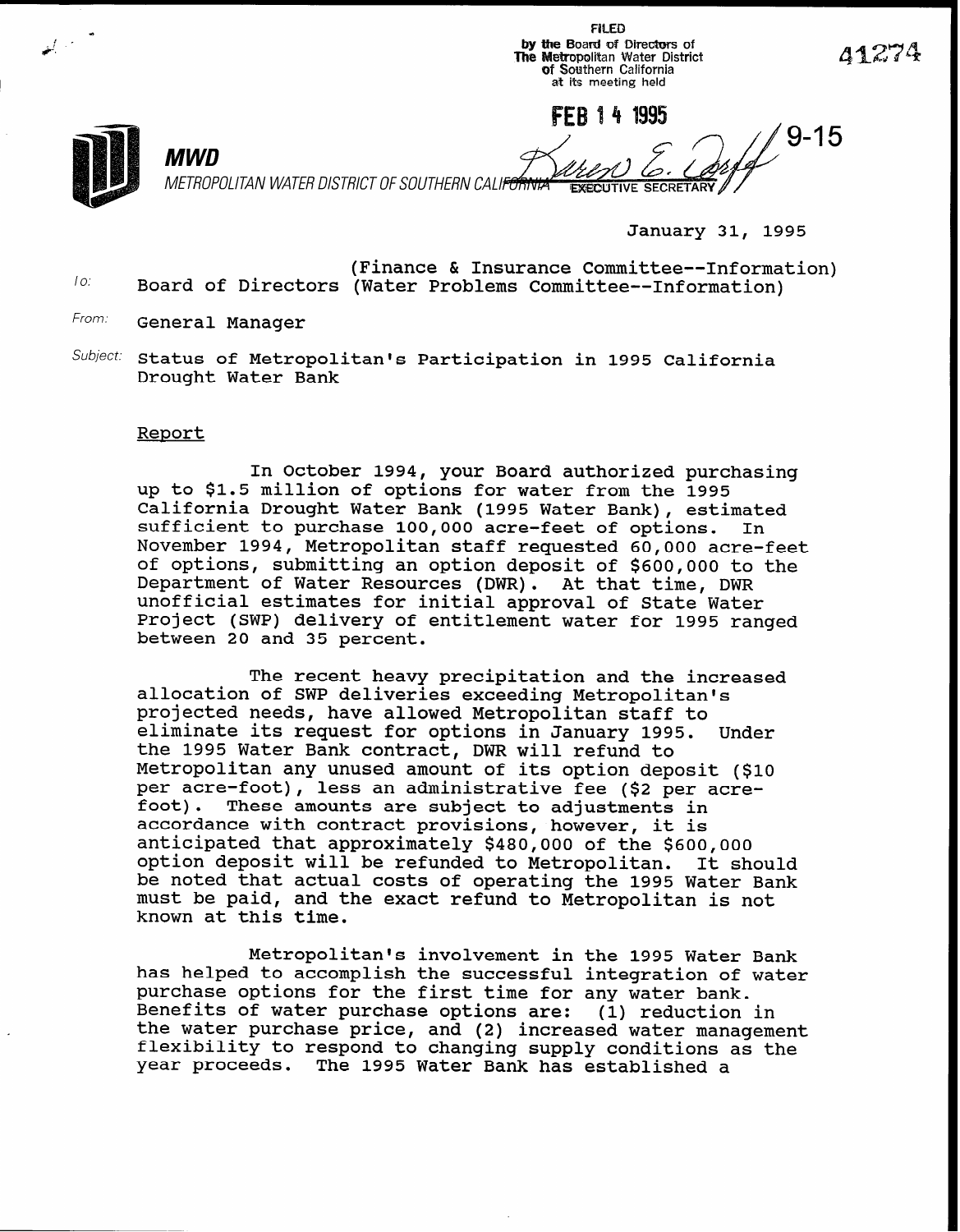FILED
by the Board of Directors of
The Metropolitan Water District
of Southern California
at its meeting held

FEB 14 1995

41274

9-15

**MWD**

*METROPOLITAN WATER DISTRICT OF SOUTHERN CALIFORNIA*

EXECUTIVE SECRETARY

January 31, 1995

To: (Finance & Insurance Committee--Information)
Board of Directors (Water Problems Committee--Information)

From: General Manager

Subject: Status of Metropolitan's Participation in 1995 California Drought Water Bank

## Report

In October 1994, your Board authorized purchasing up to $1.5 million of options for water from the 1995 California Drought Water Bank (1995 Water Bank), estimated sufficient to purchase 100,000 acre-feet of options. In November 1994, Metropolitan staff requested 60,000 acre-feet of options, submitting an option deposit of $600,000 to the Department of Water Resources (DWR). At that time, DWR unofficial estimates for initial approval of State Water Project (SWP) delivery of entitlement water for 1995 ranged between 20 and 35 percent.

The recent heavy precipitation and the increased allocation of SWP deliveries exceeding Metropolitan's projected needs, have allowed Metropolitan staff to eliminate its request for options in January 1995. Under the 1995 Water Bank contract, DWR will refund to Metropolitan any unused amount of its option deposit ($10 per acre-foot), less an administrative fee ($2 per acre-foot). These amounts are subject to adjustments in accordance with contract provisions, however, it is anticipated that approximately $480,000 of the $600,000 option deposit will be refunded to Metropolitan. It should be noted that actual costs of operating the 1995 Water Bank must be paid, and the exact refund to Metropolitan is not known at this time.

Metropolitan's involvement in the 1995 Water Bank has helped to accomplish the successful integration of water purchase options for the first time for any water bank. Benefits of water purchase options are: (1) reduction in the water purchase price, and (2) increased water management flexibility to respond to changing supply conditions as the year proceeds. The 1995 Water Bank has established a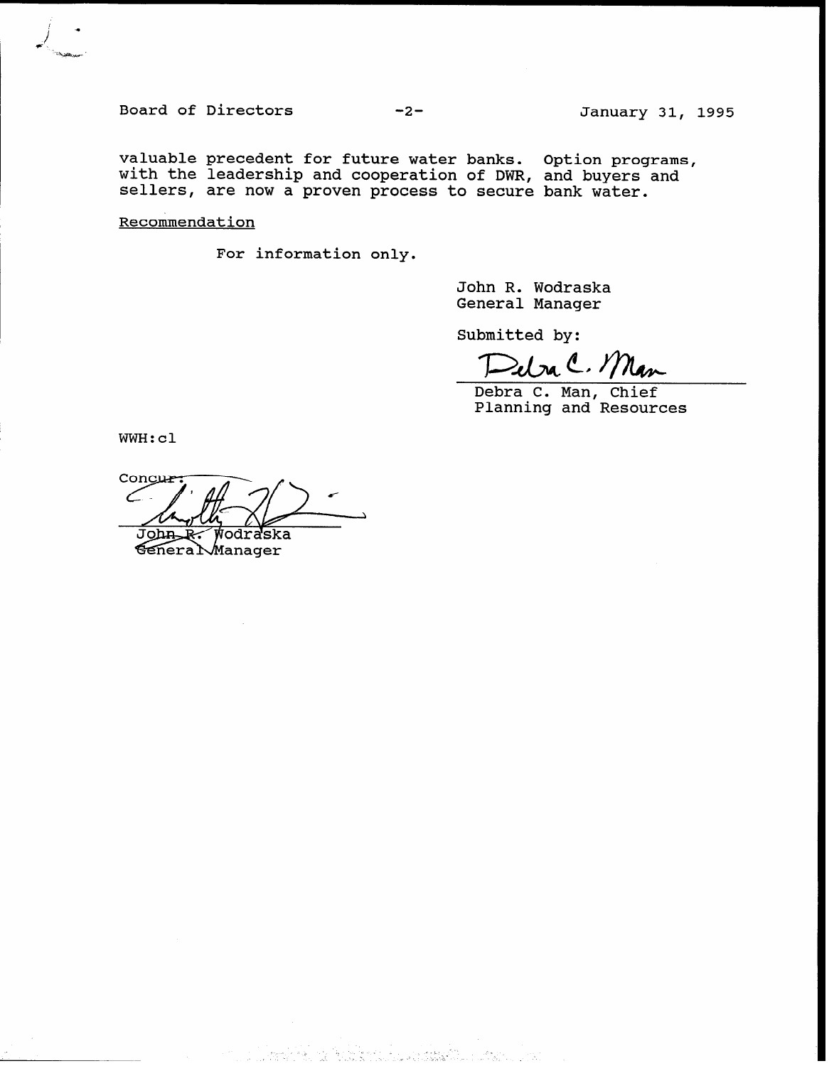valuable precedent for future water banks. Option programs, with the leadership and cooperation of DWR, and buyers and sellers, are now a proven process to secure bank water.

Recommendation

For information only.

John R. Wodraska
General Manager

Submitted by:

Debra C. Man

Debra C. Man, Chief
Planning and Resources

WWH:cl

Concur:

John R. Wodraska
General Manager